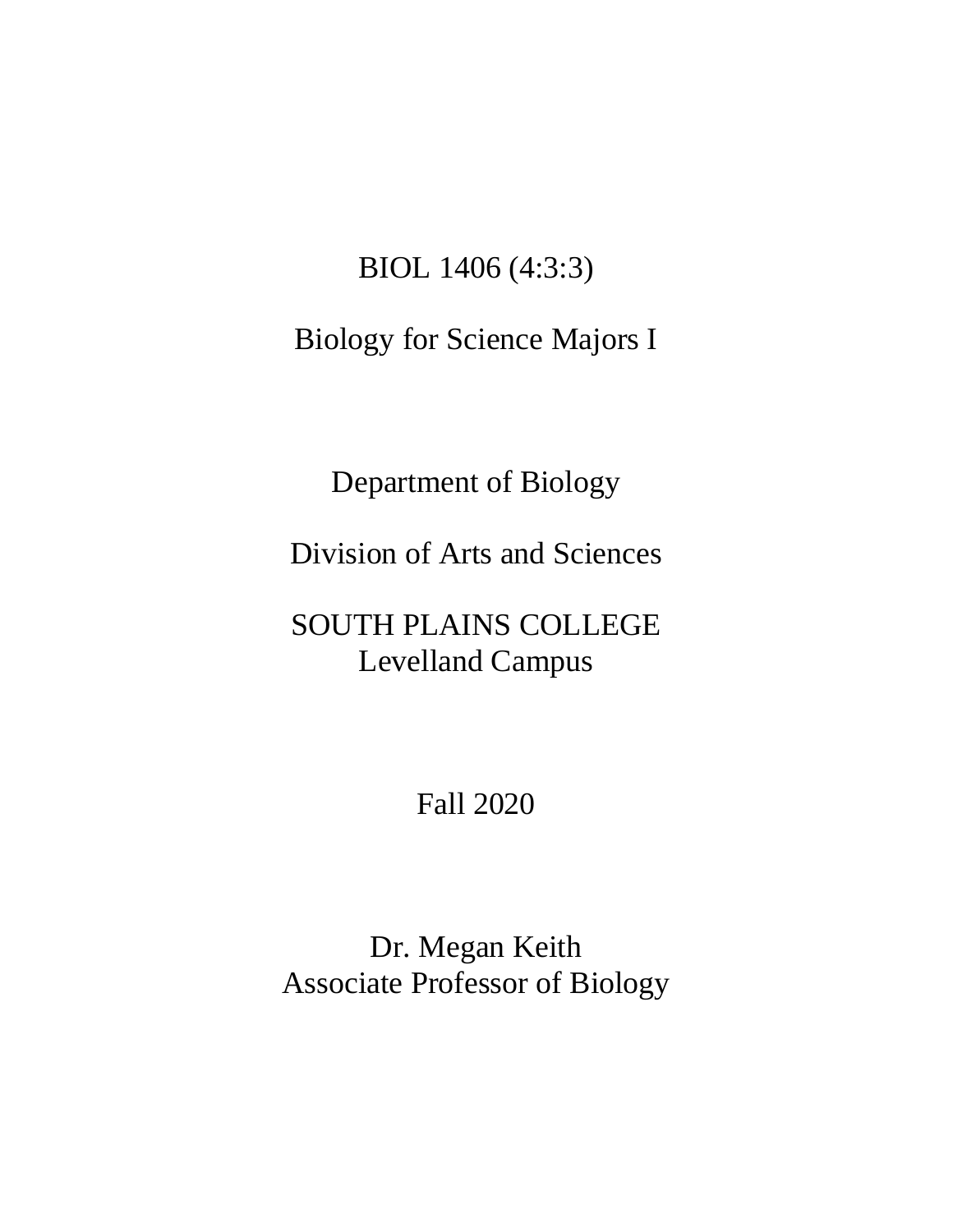BIOL 1406 (4:3:3)

Biology for Science Majors I

Department of Biology

Division of Arts and Sciences

SOUTH PLAINS COLLEGE
Levelland Campus

Fall 2020

Dr. Megan Keith
Associate Professor of Biology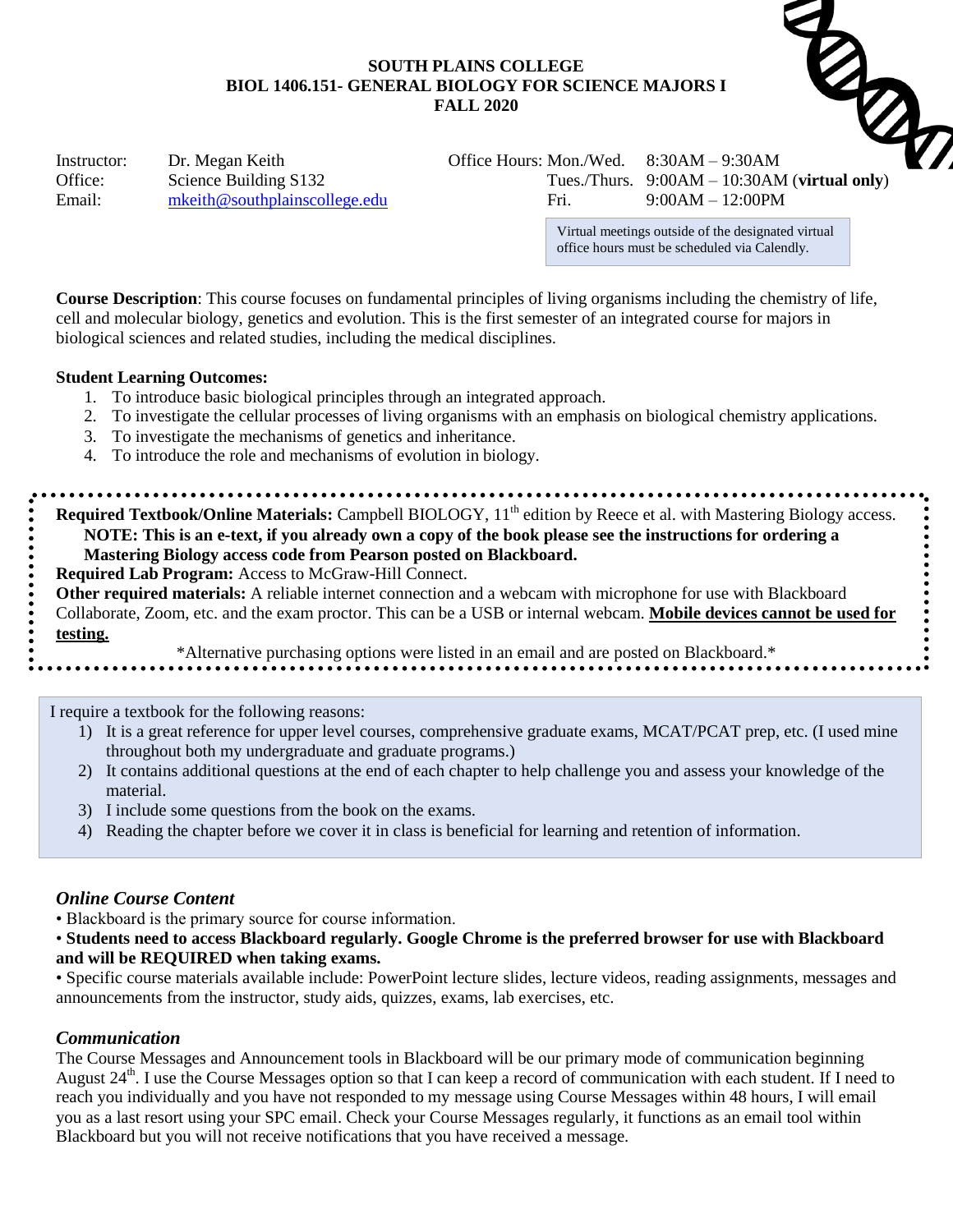**SOUTH PLAINS COLLEGE**
**BIOL 1406.151- GENERAL BIOLOGY FOR SCIENCE MAJORS I**
**FALL 2020**

| | | | | |
|---|---|---|---|---|
| Instructor: | Dr. Megan Keith | Office Hours: | Mon./Wed. | 8:30AM – 9:30AM |
| Office: | Science Building S132 | | Tues./Thurs. | 9:00AM – 10:30AM (**virtual only**) |
| Email: | mkeith@southplainscollege.edu | | Fri. | 9:00AM – 12:00PM |

Virtual meetings outside of the designated virtual office hours must be scheduled via Calendly.

**Course Description**: This course focuses on fundamental principles of living organisms including the chemistry of life, cell and molecular biology, genetics and evolution. This is the first semester of an integrated course for majors in biological sciences and related studies, including the medical disciplines.

**Student Learning Outcomes:**

1. To introduce basic biological principles through an integrated approach.
2. To investigate the cellular processes of living organisms with an emphasis on biological chemistry applications.
3. To investigate the mechanisms of genetics and inheritance.
4. To introduce the role and mechanisms of evolution in biology.

**Required Textbook/Online Materials:** Campbell BIOLOGY, 11th edition by Reece et al. with Mastering Biology access.
**NOTE: This is an e-text, if you already own a copy of the book please see the instructions for ordering a Mastering Biology access code from Pearson posted on Blackboard.**
**Required Lab Program:** Access to McGraw-Hill Connect.
**Other required materials:** A reliable internet connection and a webcam with microphone for use with Blackboard Collaborate, Zoom, etc. and the exam proctor. This can be a USB or internal webcam. **Mobile devices cannot be used for testing.**

*Alternative purchasing options were listed in an email and are posted on Blackboard.*

I require a textbook for the following reasons:

1) It is a great reference for upper level courses, comprehensive graduate exams, MCAT/PCAT prep, etc. (I used mine throughout both my undergraduate and graduate programs.)
2) It contains additional questions at the end of each chapter to help challenge you and assess your knowledge of the material.
3) I include some questions from the book on the exams.
4) Reading the chapter before we cover it in class is beneficial for learning and retention of information.

### *Online Course Content*

• Blackboard is the primary source for course information.
• **Students need to access Blackboard regularly. Google Chrome is the preferred browser for use with Blackboard and will be REQUIRED when taking exams.**
• Specific course materials available include: PowerPoint lecture slides, lecture videos, reading assignments, messages and announcements from the instructor, study aids, quizzes, exams, lab exercises, etc.

### *Communication*

The Course Messages and Announcement tools in Blackboard will be our primary mode of communication beginning August 24th. I use the Course Messages option so that I can keep a record of communication with each student. If I need to reach you individually and you have not responded to my message using Course Messages within 48 hours, I will email you as a last resort using your SPC email. Check your Course Messages regularly, it functions as an email tool within Blackboard but you will not receive notifications that you have received a message.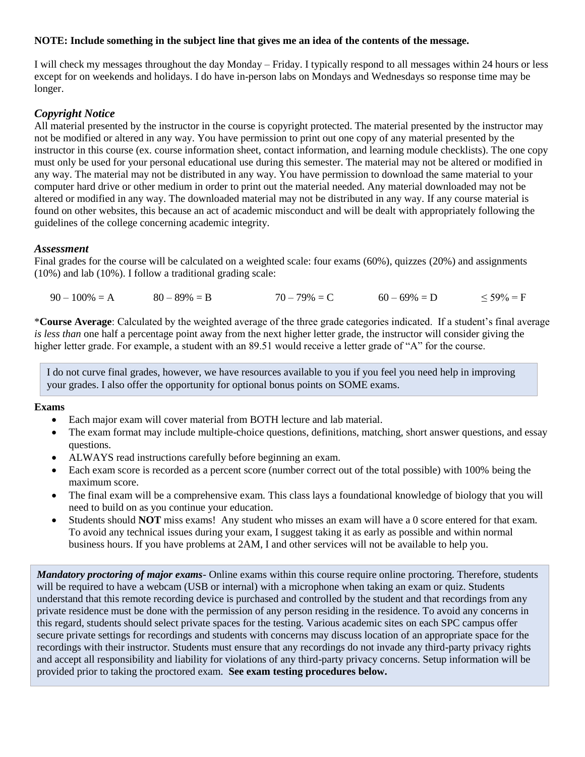**NOTE: Include something in the subject line that gives me an idea of the contents of the message.**

I will check my messages throughout the day Monday – Friday. I typically respond to all messages within 24 hours or less except for on weekends and holidays. I do have in-person labs on Mondays and Wednesdays so response time may be longer.

### *Copyright Notice*

All material presented by the instructor in the course is copyright protected. The material presented by the instructor may not be modified or altered in any way. You have permission to print out one copy of any material presented by the instructor in this course (ex. course information sheet, contact information, and learning module checklists). The one copy must only be used for your personal educational use during this semester. The material may not be altered or modified in any way. The material may not be distributed in any way. You have permission to download the same material to your computer hard drive or other medium in order to print out the material needed. Any material downloaded may not be altered or modified in any way. The downloaded material may not be distributed in any way. If any course material is found on other websites, this because an act of academic misconduct and will be dealt with appropriately following the guidelines of the college concerning academic integrity.

### *Assessment*

Final grades for the course will be calculated on a weighted scale: four exams (60%), quizzes (20%) and assignments (10%) and lab (10%). I follow a traditional grading scale:

90 – 100% = A     80 – 89% = B     70 – 79% = C     60 – 69% = D     ≤ 59% = F

\***Course Average**: Calculated by the weighted average of the three grade categories indicated. If a student's final average *is less than* one half a percentage point away from the next higher letter grade, the instructor will consider giving the higher letter grade. For example, a student with an 89.51 would receive a letter grade of "A" for the course.

> I do not curve final grades, however, we have resources available to you if you feel you need help in improving your grades. I also offer the opportunity for optional bonus points on SOME exams.

**Exams**

- Each major exam will cover material from BOTH lecture and lab material.
- The exam format may include multiple-choice questions, definitions, matching, short answer questions, and essay questions.
- ALWAYS read instructions carefully before beginning an exam.
- Each exam score is recorded as a percent score (number correct out of the total possible) with 100% being the maximum score.
- The final exam will be a comprehensive exam. This class lays a foundational knowledge of biology that you will need to build on as you continue your education.
- Students should **NOT** miss exams! Any student who misses an exam will have a 0 score entered for that exam. To avoid any technical issues during your exam, I suggest taking it as early as possible and within normal business hours. If you have problems at 2AM, I and other services will not be available to help you.

> ***Mandatory proctoring of major exams***- Online exams within this course require online proctoring. Therefore, students will be required to have a webcam (USB or internal) with a microphone when taking an exam or quiz. Students understand that this remote recording device is purchased and controlled by the student and that recordings from any private residence must be done with the permission of any person residing in the residence. To avoid any concerns in this regard, students should select private spaces for the testing. Various academic sites on each SPC campus offer secure private settings for recordings and students with concerns may discuss location of an appropriate space for the recordings with their instructor. Students must ensure that any recordings do not invade any third-party privacy rights and accept all responsibility and liability for violations of any third-party privacy concerns. Setup information will be provided prior to taking the proctored exam. **See exam testing procedures below.**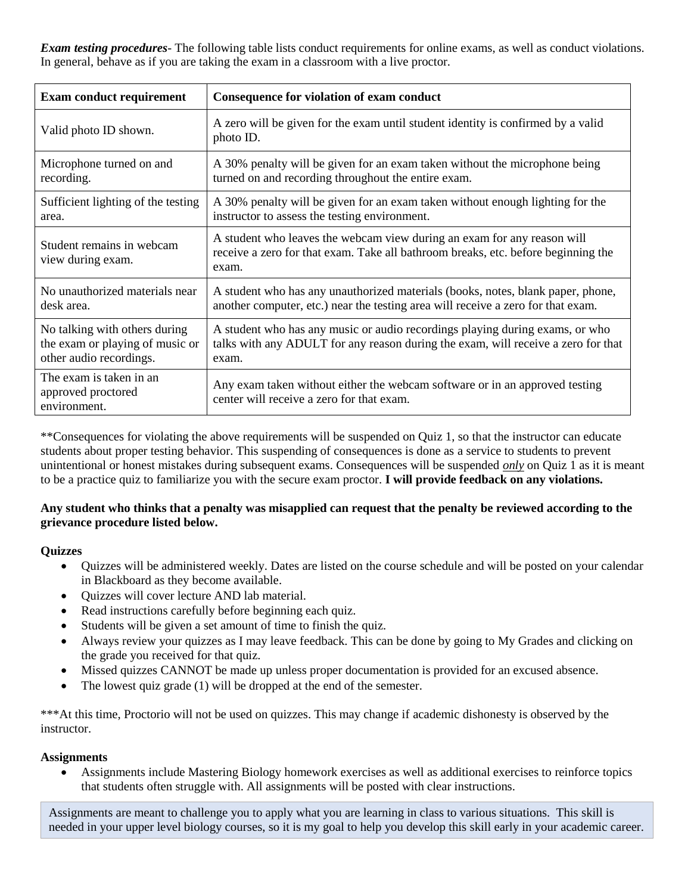***Exam testing procedures***- The following table lists conduct requirements for online exams, as well as conduct violations. In general, behave as if you are taking the exam in a classroom with a live proctor.

| **Exam conduct requirement** | **Consequence for violation of exam conduct** |
|---|---|
| Valid photo ID shown. | A zero will be given for the exam until student identity is confirmed by a valid photo ID. |
| Microphone turned on and recording. | A 30% penalty will be given for an exam taken without the microphone being turned on and recording throughout the entire exam. |
| Sufficient lighting of the testing area. | A 30% penalty will be given for an exam taken without enough lighting for the instructor to assess the testing environment. |
| Student remains in webcam view during exam. | A student who leaves the webcam view during an exam for any reason will receive a zero for that exam. Take all bathroom breaks, etc. before beginning the exam. |
| No unauthorized materials near desk area. | A student who has any unauthorized materials (books, notes, blank paper, phone, another computer, etc.) near the testing area will receive a zero for that exam. |
| No talking with others during the exam or playing of music or other audio recordings. | A student who has any music or audio recordings playing during exams, or who talks with any ADULT for any reason during the exam, will receive a zero for that exam. |
| The exam is taken in an approved proctored environment. | Any exam taken without either the webcam software or in an approved testing center will receive a zero for that exam. |

**Consequences for violating the above requirements will be suspended on Quiz 1, so that the instructor can educate students about proper testing behavior. This suspending of consequences is done as a service to students to prevent unintentional or honest mistakes during subsequent exams. Consequences will be suspended ***<u>only</u>*** on Quiz 1 as it is meant to be a practice quiz to familiarize you with the secure exam proctor. **I will provide feedback on any violations.**

**Any student who thinks that a penalty was misapplied can request that the penalty be reviewed according to the grievance procedure listed below.**

**Quizzes**

- Quizzes will be administered weekly. Dates are listed on the course schedule and will be posted on your calendar in Blackboard as they become available.
- Quizzes will cover lecture AND lab material.
- Read instructions carefully before beginning each quiz.
- Students will be given a set amount of time to finish the quiz.
- Always review your quizzes as I may leave feedback. This can be done by going to My Grades and clicking on the grade you received for that quiz.
- Missed quizzes CANNOT be made up unless proper documentation is provided for an excused absence.
- The lowest quiz grade (1) will be dropped at the end of the semester.

***At this time, Proctorio will not be used on quizzes. This may change if academic dishonesty is observed by the instructor.

**Assignments**

- Assignments include Mastering Biology homework exercises as well as additional exercises to reinforce topics that students often struggle with. All assignments will be posted with clear instructions.

Assignments are meant to challenge you to apply what you are learning in class to various situations. This skill is needed in your upper level biology courses, so it is my goal to help you develop this skill early in your academic career.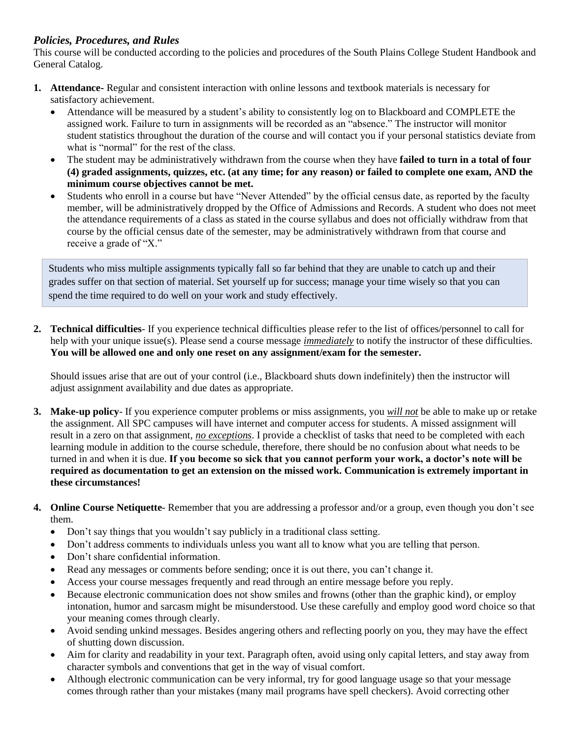### *Policies, Procedures, and Rules*

This course will be conducted according to the policies and procedures of the South Plains College Student Handbook and General Catalog.

1. **Attendance-** Regular and consistent interaction with online lessons and textbook materials is necessary for satisfactory achievement.
   - Attendance will be measured by a student's ability to consistently log on to Blackboard and COMPLETE the assigned work. Failure to turn in assignments will be recorded as an "absence." The instructor will monitor student statistics throughout the duration of the course and will contact you if your personal statistics deviate from what is "normal" for the rest of the class.
   - The student may be administratively withdrawn from the course when they have **failed to turn in a total of four (4) graded assignments, quizzes, etc. (at any time; for any reason) or failed to complete one exam, AND the minimum course objectives cannot be met.**
   - Students who enroll in a course but have "Never Attended" by the official census date, as reported by the faculty member, will be administratively dropped by the Office of Admissions and Records. A student who does not meet the attendance requirements of a class as stated in the course syllabus and does not officially withdraw from that course by the official census date of the semester, may be administratively withdrawn from that course and receive a grade of "X."

   > Students who miss multiple assignments typically fall so far behind that they are unable to catch up and their grades suffer on that section of material. Set yourself up for success; manage your time wisely so that you can spend the time required to do well on your work and study effectively.

2. **Technical difficulties**- If you experience technical difficulties please refer to the list of offices/personnel to call for help with your unique issue(s). Please send a course message ***immediately*** to notify the instructor of these difficulties. **You will be allowed one and only one reset on any assignment/exam for the semester.**

   Should issues arise that are out of your control (i.e., Blackboard shuts down indefinitely) then the instructor will adjust assignment availability and due dates as appropriate.

3. **Make-up policy**- If you experience computer problems or miss assignments, you ***will not*** be able to make up or retake the assignment. All SPC campuses will have internet and computer access for students. A missed assignment will result in a zero on that assignment, ***no exceptions***. I provide a checklist of tasks that need to be completed with each learning module in addition to the course schedule, therefore, there should be no confusion about what needs to be turned in and when it is due. **If you become so sick that you cannot perform your work, a doctor's note will be required as documentation to get an extension on the missed work. Communication is extremely important in these circumstances!**

4. **Online Course Netiquette**- Remember that you are addressing a professor and/or a group, even though you don't see them.
   - Don't say things that you wouldn't say publicly in a traditional class setting.
   - Don't address comments to individuals unless you want all to know what you are telling that person.
   - Don't share confidential information.
   - Read any messages or comments before sending; once it is out there, you can't change it.
   - Access your course messages frequently and read through an entire message before you reply.
   - Because electronic communication does not show smiles and frowns (other than the graphic kind), or employ intonation, humor and sarcasm might be misunderstood. Use these carefully and employ good word choice so that your meaning comes through clearly.
   - Avoid sending unkind messages. Besides angering others and reflecting poorly on you, they may have the effect of shutting down discussion.
   - Aim for clarity and readability in your text. Paragraph often, avoid using only capital letters, and stay away from character symbols and conventions that get in the way of visual comfort.
   - Although electronic communication can be very informal, try for good language usage so that your message comes through rather than your mistakes (many mail programs have spell checkers). Avoid correcting other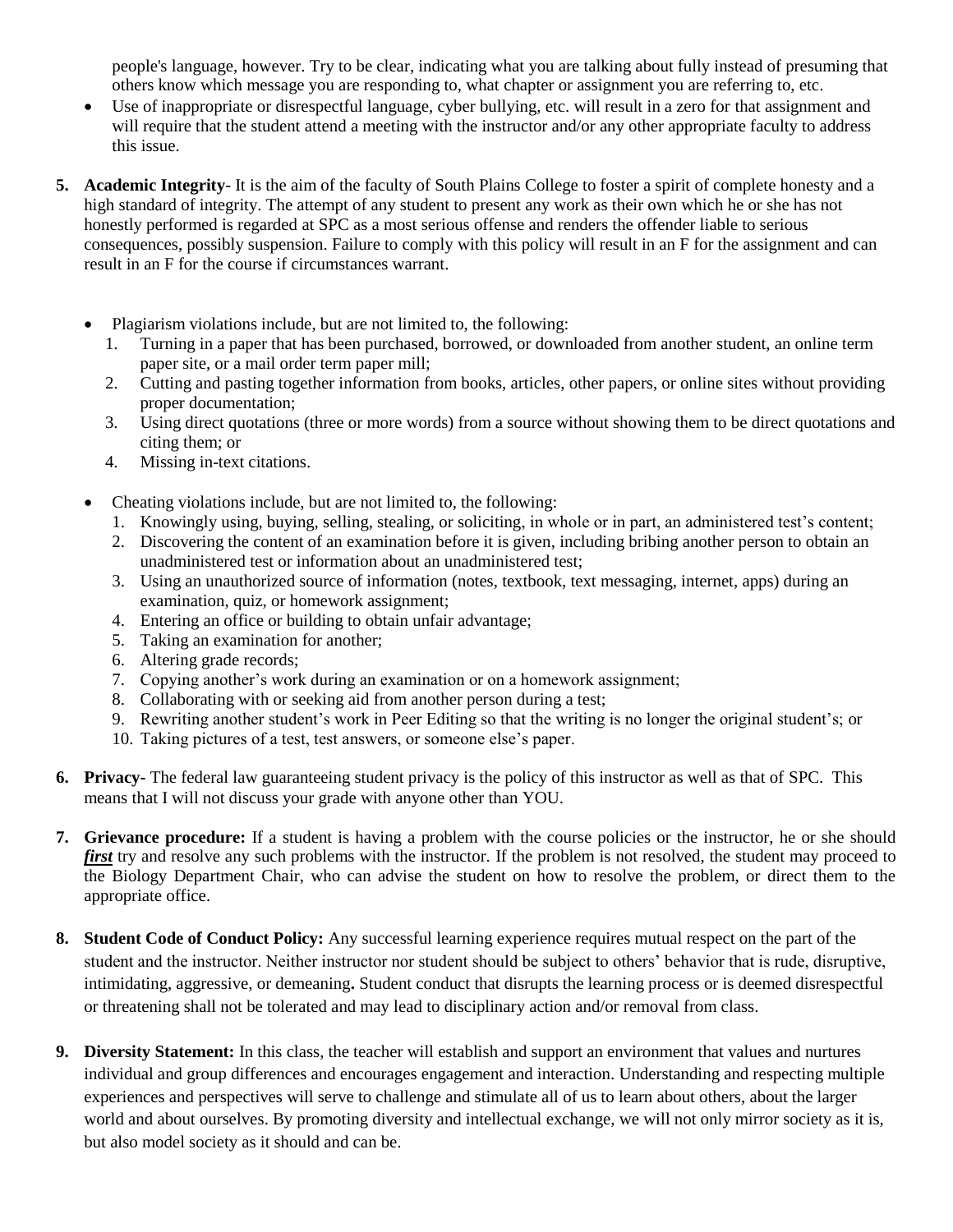people's language, however. Try to be clear, indicating what you are talking about fully instead of presuming that others know which message you are responding to, what chapter or assignment you are referring to, etc.

- Use of inappropriate or disrespectful language, cyber bullying, etc. will result in a zero for that assignment and will require that the student attend a meeting with the instructor and/or any other appropriate faculty to address this issue.

5. **Academic Integrity**- It is the aim of the faculty of South Plains College to foster a spirit of complete honesty and a high standard of integrity. The attempt of any student to present any work as their own which he or she has not honestly performed is regarded at SPC as a most serious offense and renders the offender liable to serious consequences, possibly suspension. Failure to comply with this policy will result in an F for the assignment and can result in an F for the course if circumstances warrant.

   - Plagiarism violations include, but are not limited to, the following:
     1. Turning in a paper that has been purchased, borrowed, or downloaded from another student, an online term paper site, or a mail order term paper mill;
     2. Cutting and pasting together information from books, articles, other papers, or online sites without providing proper documentation;
     3. Using direct quotations (three or more words) from a source without showing them to be direct quotations and citing them; or
     4. Missing in-text citations.

   - Cheating violations include, but are not limited to, the following:
     1. Knowingly using, buying, selling, stealing, or soliciting, in whole or in part, an administered test's content;
     2. Discovering the content of an examination before it is given, including bribing another person to obtain an unadministered test or information about an unadministered test;
     3. Using an unauthorized source of information (notes, textbook, text messaging, internet, apps) during an examination, quiz, or homework assignment;
     4. Entering an office or building to obtain unfair advantage;
     5. Taking an examination for another;
     6. Altering grade records;
     7. Copying another's work during an examination or on a homework assignment;
     8. Collaborating with or seeking aid from another person during a test;
     9. Rewriting another student's work in Peer Editing so that the writing is no longer the original student's; or
     10. Taking pictures of a test, test answers, or someone else's paper.

6. **Privacy-** The federal law guaranteeing student privacy is the policy of this instructor as well as that of SPC. This means that I will not discuss your grade with anyone other than YOU.

7. **Grievance procedure:** If a student is having a problem with the course policies or the instructor, he or she should ***first*** try and resolve any such problems with the instructor. If the problem is not resolved, the student may proceed to the Biology Department Chair, who can advise the student on how to resolve the problem, or direct them to the appropriate office.

8. **Student Code of Conduct Policy:** Any successful learning experience requires mutual respect on the part of the student and the instructor. Neither instructor nor student should be subject to others' behavior that is rude, disruptive, intimidating, aggressive, or demeaning**.** Student conduct that disrupts the learning process or is deemed disrespectful or threatening shall not be tolerated and may lead to disciplinary action and/or removal from class.

9. **Diversity Statement:** In this class, the teacher will establish and support an environment that values and nurtures individual and group differences and encourages engagement and interaction. Understanding and respecting multiple experiences and perspectives will serve to challenge and stimulate all of us to learn about others, about the larger world and about ourselves. By promoting diversity and intellectual exchange, we will not only mirror society as it is, but also model society as it should and can be.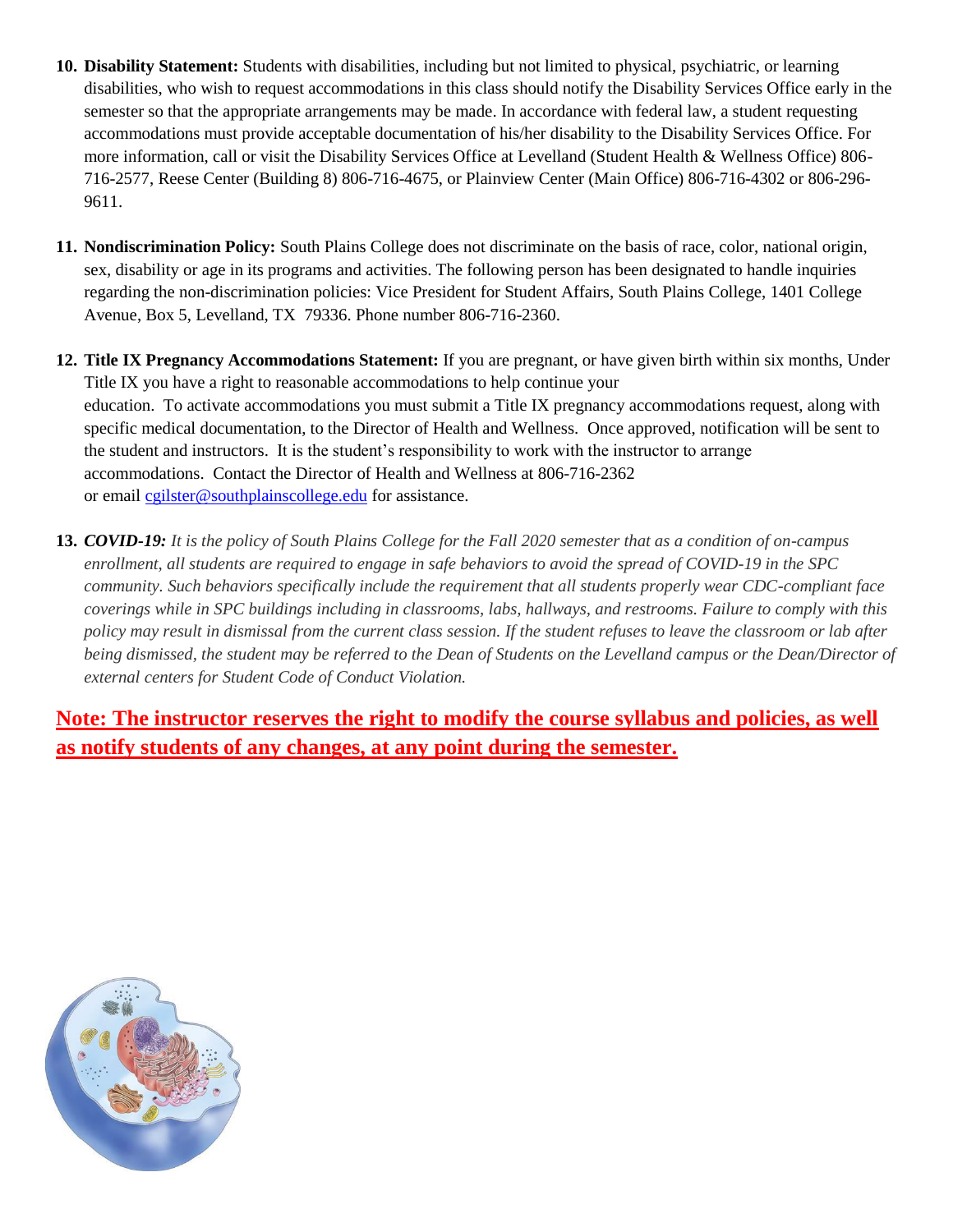10. **Disability Statement:** Students with disabilities, including but not limited to physical, psychiatric, or learning disabilities, who wish to request accommodations in this class should notify the Disability Services Office early in the semester so that the appropriate arrangements may be made. In accordance with federal law, a student requesting accommodations must provide acceptable documentation of his/her disability to the Disability Services Office. For more information, call or visit the Disability Services Office at Levelland (Student Health & Wellness Office) 806-716-2577, Reese Center (Building 8) 806-716-4675, or Plainview Center (Main Office) 806-716-4302 or 806-296-9611.

11. **Nondiscrimination Policy:** South Plains College does not discriminate on the basis of race, color, national origin, sex, disability or age in its programs and activities. The following person has been designated to handle inquiries regarding the non-discrimination policies: Vice President for Student Affairs, South Plains College, 1401 College Avenue, Box 5, Levelland, TX 79336. Phone number 806-716-2360.

12. **Title IX Pregnancy Accommodations Statement:** If you are pregnant, or have given birth within six months, Under Title IX you have a right to reasonable accommodations to help continue your education. To activate accommodations you must submit a Title IX pregnancy accommodations request, along with specific medical documentation, to the Director of Health and Wellness. Once approved, notification will be sent to the student and instructors. It is the student's responsibility to work with the instructor to arrange accommodations. Contact the Director of Health and Wellness at 806-716-2362 or email cgilster@southplainscollege.edu for assistance.

13. ***COVID-19:*** *It is the policy of South Plains College for the Fall 2020 semester that as a condition of on-campus enrollment, all students are required to engage in safe behaviors to avoid the spread of COVID-19 in the SPC community. Such behaviors specifically include the requirement that all students properly wear CDC-compliant face coverings while in SPC buildings including in classrooms, labs, hallways, and restrooms. Failure to comply with this policy may result in dismissal from the current class session. If the student refuses to leave the classroom or lab after being dismissed, the student may be referred to the Dean of Students on the Levelland campus or the Dean/Director of external centers for Student Code of Conduct Violation.*

**Note: The instructor reserves the right to modify the course syllabus and policies, as well as notify students of any changes, at any point during the semester.**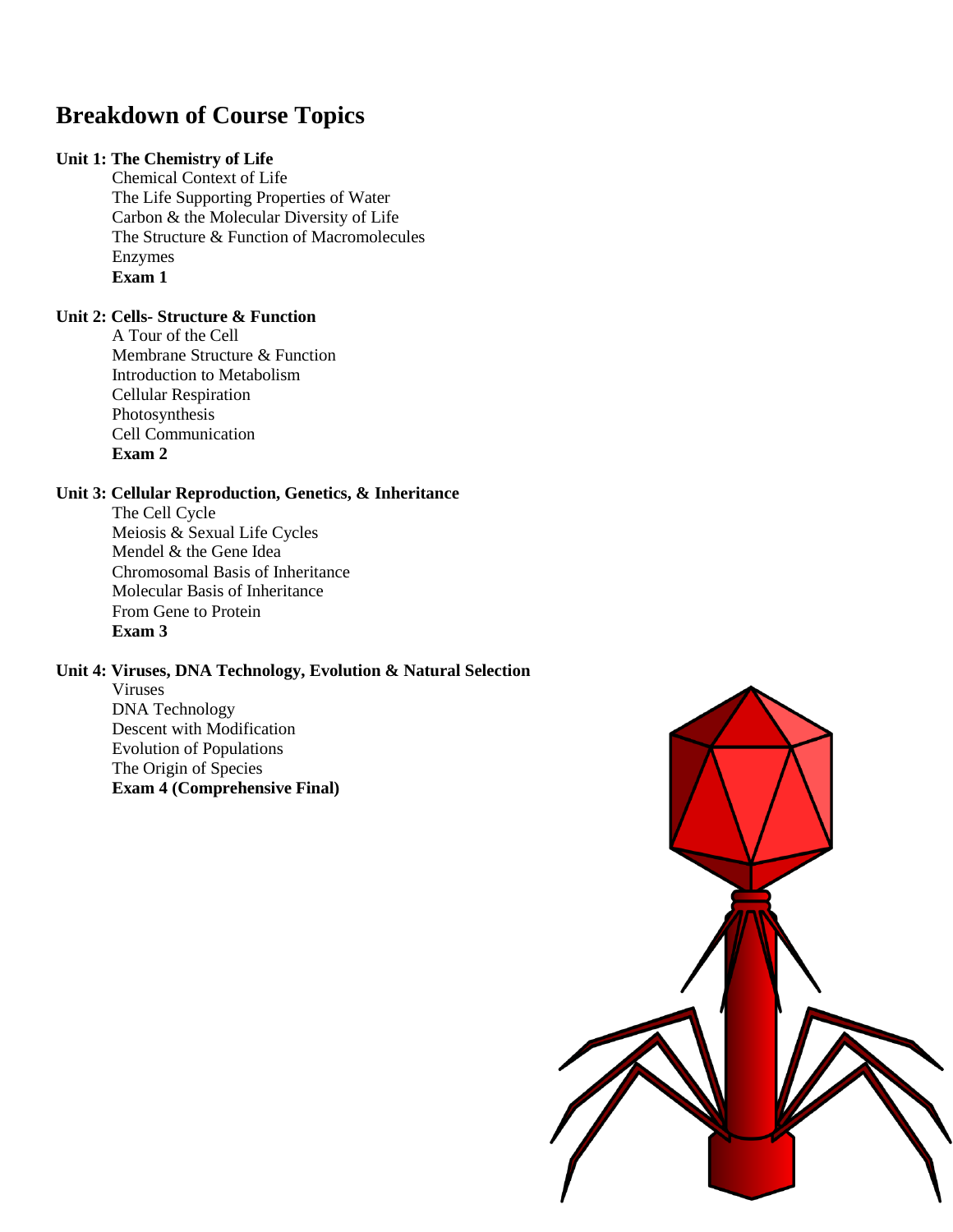# Breakdown of Course Topics

**Unit 1: The Chemistry of Life**

Chemical Context of Life
The Life Supporting Properties of Water
Carbon & the Molecular Diversity of Life
The Structure & Function of Macromolecules
Enzymes
**Exam 1**

**Unit 2: Cells- Structure & Function**

A Tour of the Cell
Membrane Structure & Function
Introduction to Metabolism
Cellular Respiration
Photosynthesis
Cell Communication
**Exam 2**

**Unit 3: Cellular Reproduction, Genetics, & Inheritance**

The Cell Cycle
Meiosis & Sexual Life Cycles
Mendel & the Gene Idea
Chromosomal Basis of Inheritance
Molecular Basis of Inheritance
From Gene to Protein
**Exam 3**

**Unit 4: Viruses, DNA Technology, Evolution & Natural Selection**

Viruses
DNA Technology
Descent with Modification
Evolution of Populations
The Origin of Species
**Exam 4 (Comprehensive Final)**